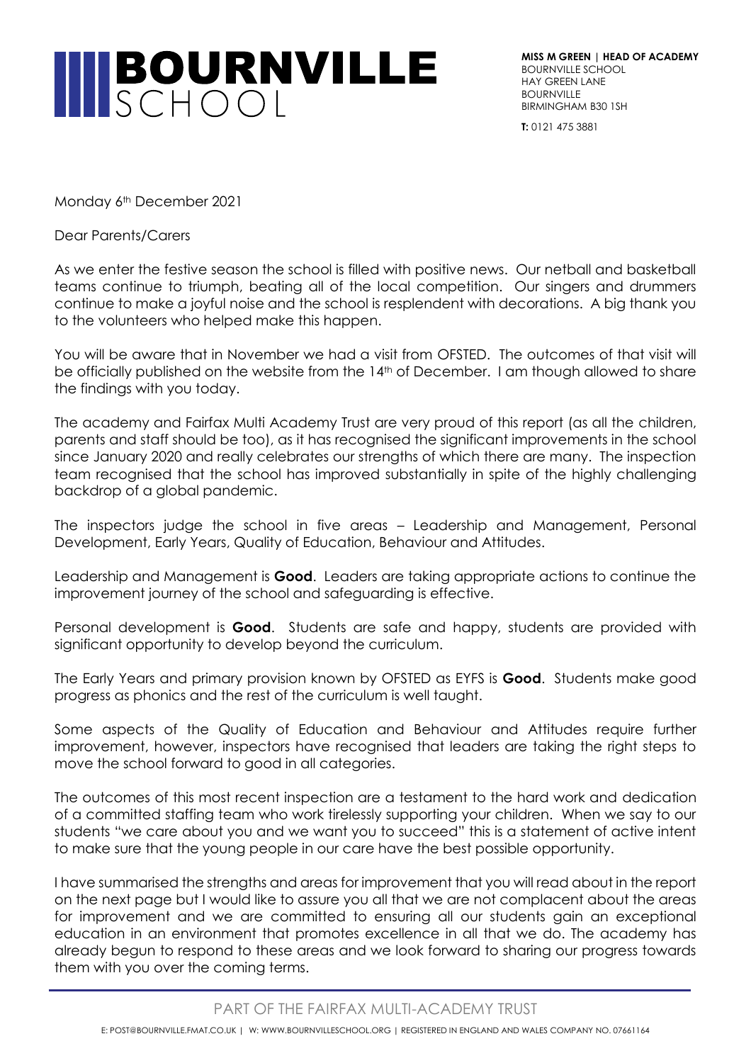# BOURNVILLE SCHOOL

**MISS M GREEN | HEAD OF ACADEMY**
BOURNVILLE SCHOOL
HAY GREEN LANE
BOURNVILLE
BIRMINGHAM B30 1SH

**T:** 0121 475 3881

Monday 6th December 2021

Dear Parents/Carers

As we enter the festive season the school is filled with positive news. Our netball and basketball teams continue to triumph, beating all of the local competition. Our singers and drummers continue to make a joyful noise and the school is resplendent with decorations. A big thank you to the volunteers who helped make this happen.

You will be aware that in November we had a visit from OFSTED. The outcomes of that visit will be officially published on the website from the 14th of December. I am though allowed to share the findings with you today.

The academy and Fairfax Multi Academy Trust are very proud of this report (as all the children, parents and staff should be too), as it has recognised the significant improvements in the school since January 2020 and really celebrates our strengths of which there are many. The inspection team recognised that the school has improved substantially in spite of the highly challenging backdrop of a global pandemic.

The inspectors judge the school in five areas – Leadership and Management, Personal Development, Early Years, Quality of Education, Behaviour and Attitudes.

Leadership and Management is **Good**. Leaders are taking appropriate actions to continue the improvement journey of the school and safeguarding is effective.

Personal development is **Good**. Students are safe and happy, students are provided with significant opportunity to develop beyond the curriculum.

The Early Years and primary provision known by OFSTED as EYFS is **Good**. Students make good progress as phonics and the rest of the curriculum is well taught.

Some aspects of the Quality of Education and Behaviour and Attitudes require further improvement, however, inspectors have recognised that leaders are taking the right steps to move the school forward to good in all categories.

The outcomes of this most recent inspection are a testament to the hard work and dedication of a committed staffing team who work tirelessly supporting your children. When we say to our students "we care about you and we want you to succeed" this is a statement of active intent to make sure that the young people in our care have the best possible opportunity.

I have summarised the strengths and areas for improvement that you will read about in the report on the next page but I would like to assure you all that we are not complacent about the areas for improvement and we are committed to ensuring all our students gain an exceptional education in an environment that promotes excellence in all that we do. The academy has already begun to respond to these areas and we look forward to sharing our progress towards them with you over the coming terms.

PART OF THE FAIRFAX MULTI-ACADEMY TRUST

E: POST@BOURNVILLE.FMAT.CO.UK | W: WWW.BOURNVILLESCHOOL.ORG | REGISTERED IN ENGLAND AND WALES COMPANY NO. 07661164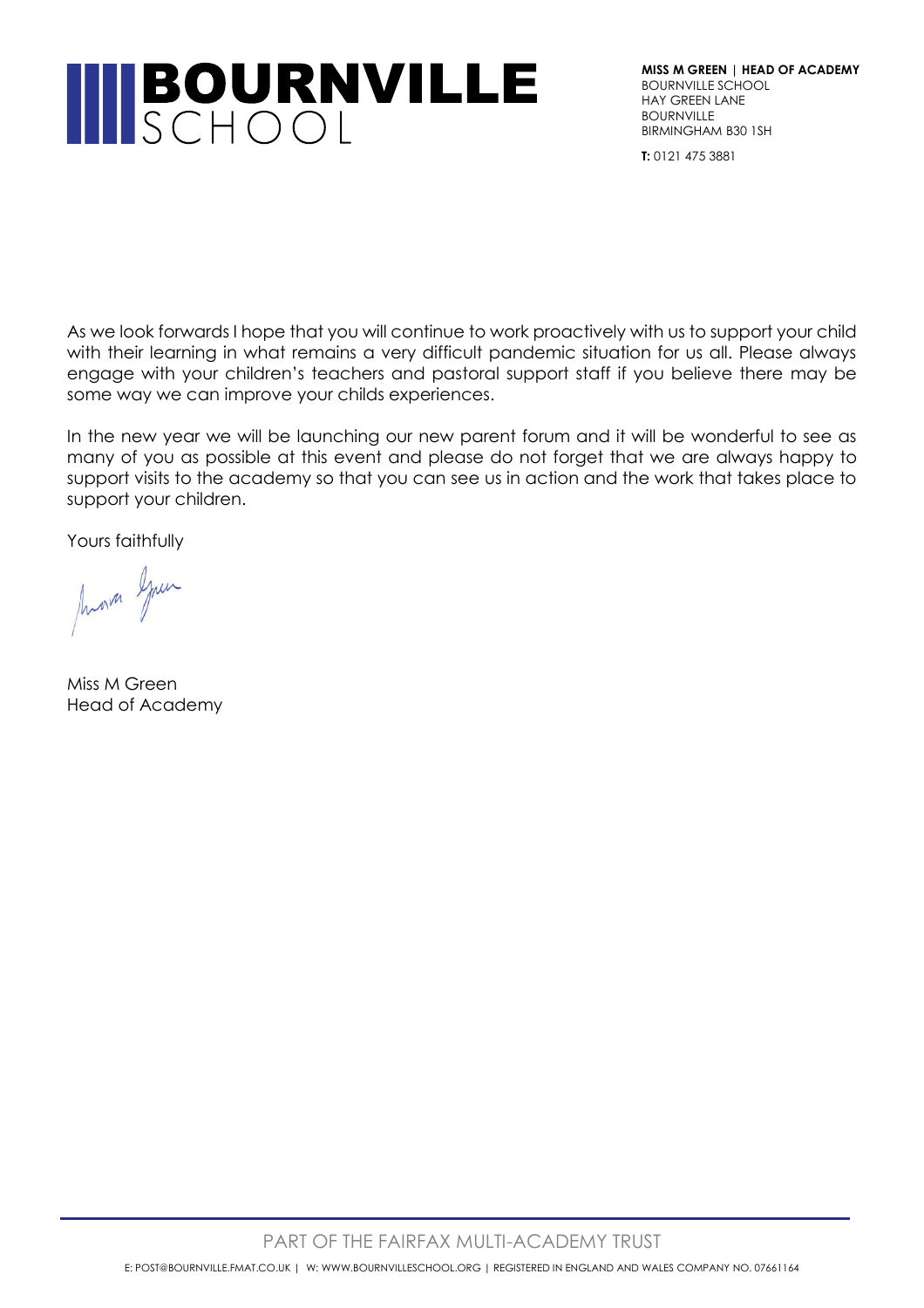# BOURNVILLE SCHOOL

**MISS M GREEN | HEAD OF ACADEMY**
BOURNVILLE SCHOOL
HAY GREEN LANE
BOURNVILLE
BIRMINGHAM B30 1SH

**T:** 0121 475 3881

As we look forwards I hope that you will continue to work proactively with us to support your child with their learning in what remains a very difficult pandemic situation for us all. Please always engage with your children's teachers and pastoral support staff if you believe there may be some way we can improve your childs experiences.

In the new year we will be launching our new parent forum and it will be wonderful to see as many of you as possible at this event and please do not forget that we are always happy to support visits to the academy so that you can see us in action and the work that takes place to support your children.

Yours faithfully

Miss M Green
Head of Academy

PART OF THE FAIRFAX MULTI-ACADEMY TRUST

E: POST@BOURNVILLE.FMAT.CO.UK | W: WWW.BOURNVILLESCHOOL.ORG | REGISTERED IN ENGLAND AND WALES COMPANY NO. 07661164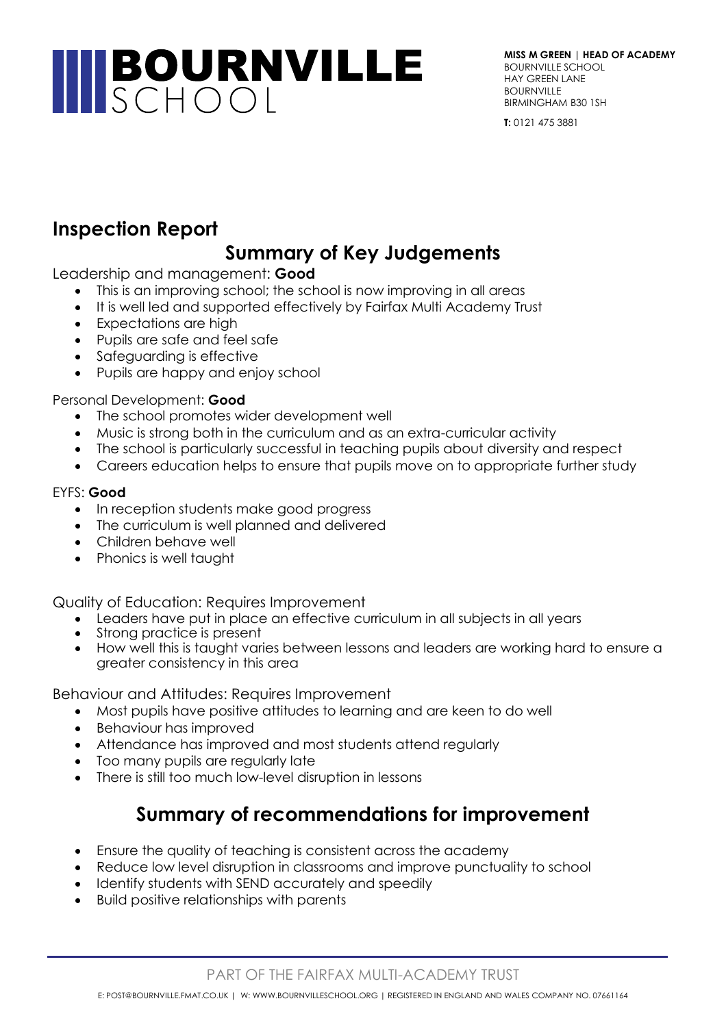# BOURNVILLE SCHOOL

**MISS M GREEN | HEAD OF ACADEMY**
BOURNVILLE SCHOOL
HAY GREEN LANE
BOURNVILLE
BIRMINGHAM B30 1SH

**T:** 0121 475 3881

## Inspection Report

### Summary of Key Judgements

Leadership and management: **Good**

- This is an improving school; the school is now improving in all areas
- It is well led and supported effectively by Fairfax Multi Academy Trust
- Expectations are high
- Pupils are safe and feel safe
- Safeguarding is effective
- Pupils are happy and enjoy school

Personal Development: **Good**

- The school promotes wider development well
- Music is strong both in the curriculum and as an extra-curricular activity
- The school is particularly successful in teaching pupils about diversity and respect
- Careers education helps to ensure that pupils move on to appropriate further study

EYFS: **Good**

- In reception students make good progress
- The curriculum is well planned and delivered
- Children behave well
- Phonics is well taught

Quality of Education: Requires Improvement

- Leaders have put in place an effective curriculum in all subjects in all years
- Strong practice is present
- How well this is taught varies between lessons and leaders are working hard to ensure a greater consistency in this area

Behaviour and Attitudes: Requires Improvement

- Most pupils have positive attitudes to learning and are keen to do well
- Behaviour has improved
- Attendance has improved and most students attend regularly
- Too many pupils are regularly late
- There is still too much low-level disruption in lessons

### Summary of recommendations for improvement

- Ensure the quality of teaching is consistent across the academy
- Reduce low level disruption in classrooms and improve punctuality to school
- Identify students with SEND accurately and speedily
- Build positive relationships with parents

PART OF THE FAIRFAX MULTI-ACADEMY TRUST

E: POST@BOURNVILLE.FMAT.CO.UK | W: WWW.BOURNVILLESCHOOL.ORG | REGISTERED IN ENGLAND AND WALES COMPANY NO. 07661164